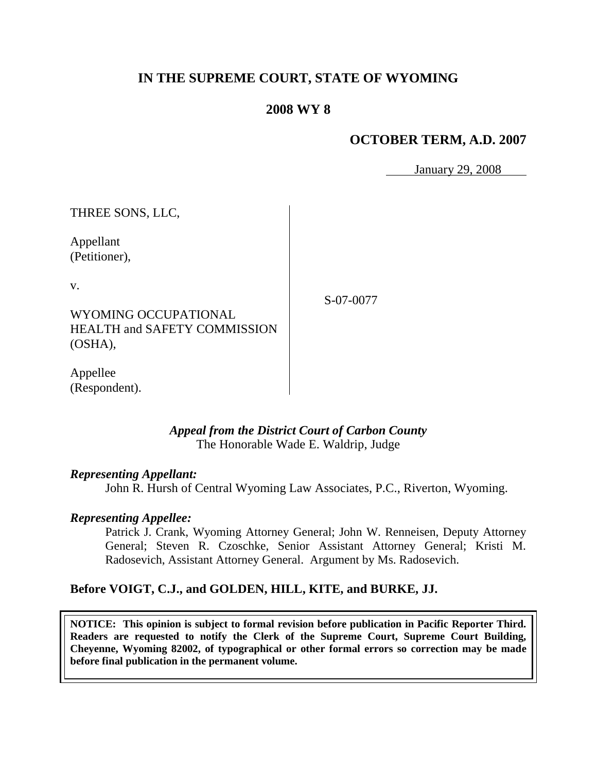# IN THE SUPREME COURT, STATE OF WYOMING

## 2008 WY 8

### OCTOBER TERM, A.D. 2007

January 29, 2008

THREE SONS, LLC,

Appellant
(Petitioner),

v.

WYOMING OCCUPATIONAL HEALTH and SAFETY COMMISSION (OSHA),

Appellee
(Respondent).

S-07-0077

*Appeal from the District Court of Carbon County*
The Honorable Wade E. Waldrip, Judge

***Representing Appellant:***

John R. Hursh of Central Wyoming Law Associates, P.C., Riverton, Wyoming.

***Representing Appellee:***

Patrick J. Crank, Wyoming Attorney General; John W. Renneisen, Deputy Attorney General; Steven R. Czoschke, Senior Assistant Attorney General; Kristi M. Radosevich, Assistant Attorney General. Argument by Ms. Radosevich.

**Before VOIGT, C.J., and GOLDEN, HILL, KITE, and BURKE, JJ.**

**NOTICE: This opinion is subject to formal revision before publication in Pacific Reporter Third. Readers are requested to notify the Clerk of the Supreme Court, Supreme Court Building, Cheyenne, Wyoming 82002, of typographical or other formal errors so correction may be made before final publication in the permanent volume.**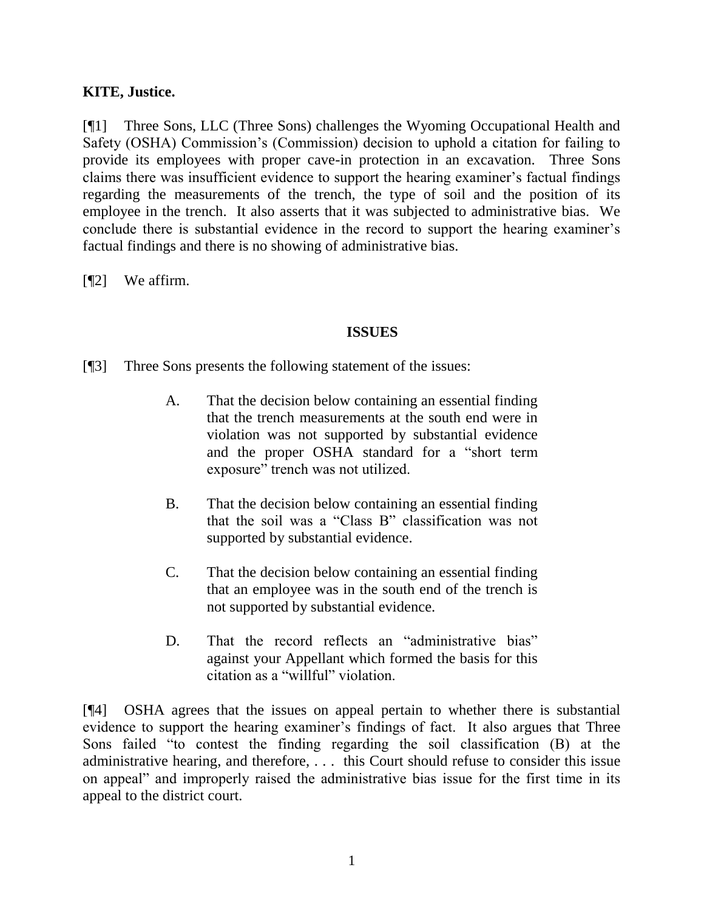**KITE, Justice.**

[¶1] Three Sons, LLC (Three Sons) challenges the Wyoming Occupational Health and Safety (OSHA) Commission's (Commission) decision to uphold a citation for failing to provide its employees with proper cave-in protection in an excavation. Three Sons claims there was insufficient evidence to support the hearing examiner's factual findings regarding the measurements of the trench, the type of soil and the position of its employee in the trench. It also asserts that it was subjected to administrative bias. We conclude there is substantial evidence in the record to support the hearing examiner's factual findings and there is no showing of administrative bias.

[¶2] We affirm.

## ISSUES

[¶3] Three Sons presents the following statement of the issues:

> A. That the decision below containing an essential finding that the trench measurements at the south end were in violation was not supported by substantial evidence and the proper OSHA standard for a "short term exposure" trench was not utilized.
>
> B. That the decision below containing an essential finding that the soil was a "Class B" classification was not supported by substantial evidence.
>
> C. That the decision below containing an essential finding that an employee was in the south end of the trench is not supported by substantial evidence.
>
> D. That the record reflects an "administrative bias" against your Appellant which formed the basis for this citation as a "willful" violation.

[¶4] OSHA agrees that the issues on appeal pertain to whether there is substantial evidence to support the hearing examiner's findings of fact. It also argues that Three Sons failed "to contest the finding regarding the soil classification (B) at the administrative hearing, and therefore, . . . this Court should refuse to consider this issue on appeal" and improperly raised the administrative bias issue for the first time in its appeal to the district court.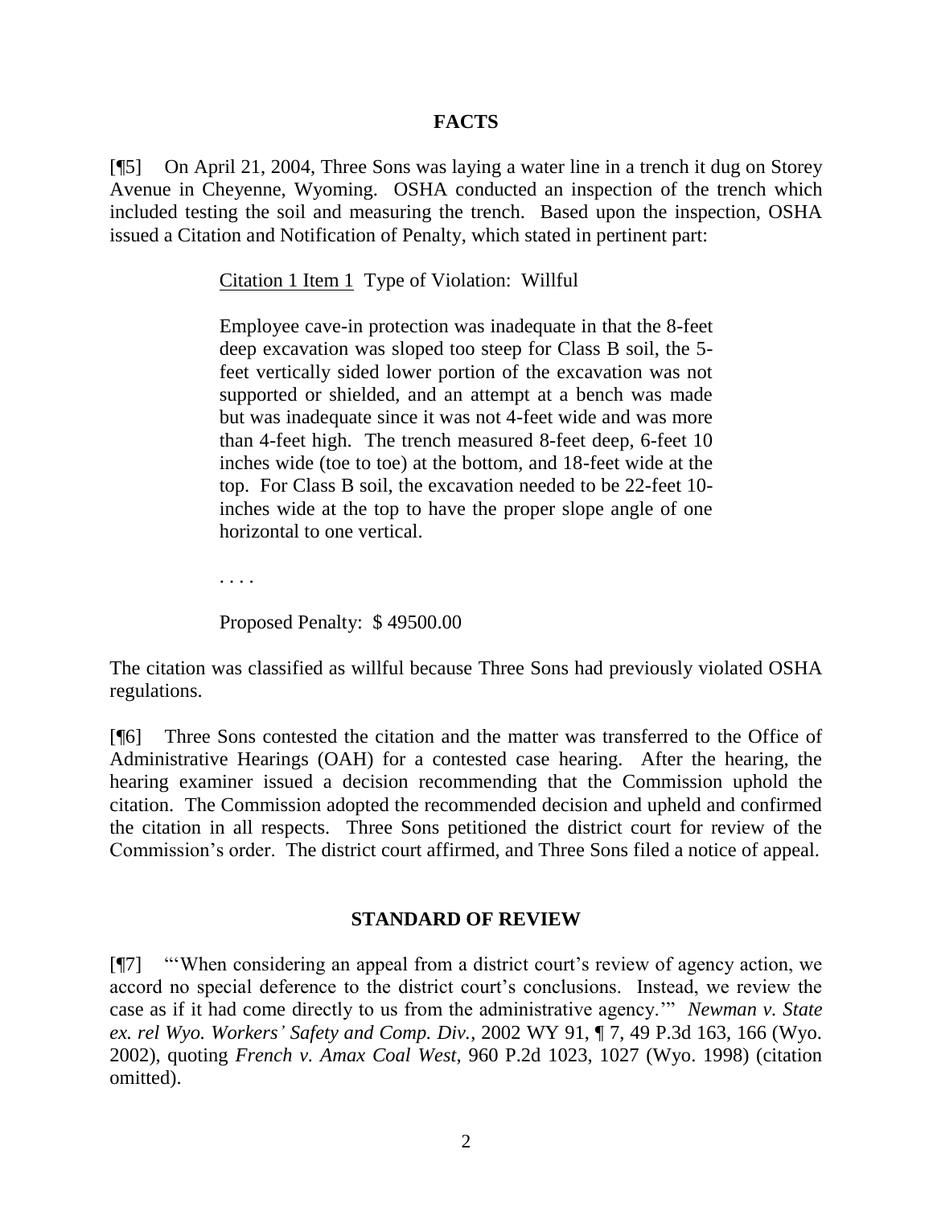## FACTS

[¶5] On April 21, 2004, Three Sons was laying a water line in a trench it dug on Storey Avenue in Cheyenne, Wyoming. OSHA conducted an inspection of the trench which included testing the soil and measuring the trench. Based upon the inspection, OSHA issued a Citation and Notification of Penalty, which stated in pertinent part:

> Citation 1 Item 1 Type of Violation: Willful
>
> Employee cave-in protection was inadequate in that the 8-feet deep excavation was sloped too steep for Class B soil, the 5-feet vertically sided lower portion of the excavation was not supported or shielded, and an attempt at a bench was made but was inadequate since it was not 4-feet wide and was more than 4-feet high. The trench measured 8-feet deep, 6-feet 10 inches wide (toe to toe) at the bottom, and 18-feet wide at the top. For Class B soil, the excavation needed to be 22-feet 10-inches wide at the top to have the proper slope angle of one horizontal to one vertical.
>
> . . . .
>
> Proposed Penalty: $ 49500.00

The citation was classified as willful because Three Sons had previously violated OSHA regulations.

[¶6] Three Sons contested the citation and the matter was transferred to the Office of Administrative Hearings (OAH) for a contested case hearing. After the hearing, the hearing examiner issued a decision recommending that the Commission uphold the citation. The Commission adopted the recommended decision and upheld and confirmed the citation in all respects. Three Sons petitioned the district court for review of the Commission's order. The district court affirmed, and Three Sons filed a notice of appeal.

## STANDARD OF REVIEW

[¶7] "'When considering an appeal from a district court's review of agency action, we accord no special deference to the district court's conclusions. Instead, we review the case as if it had come directly to us from the administrative agency.'" *Newman v. State ex. rel Wyo. Workers' Safety and Comp. Div.*, 2002 WY 91, ¶ 7, 49 P.3d 163, 166 (Wyo. 2002), quoting *French v. Amax Coal West*, 960 P.2d 1023, 1027 (Wyo. 1998) (citation omitted).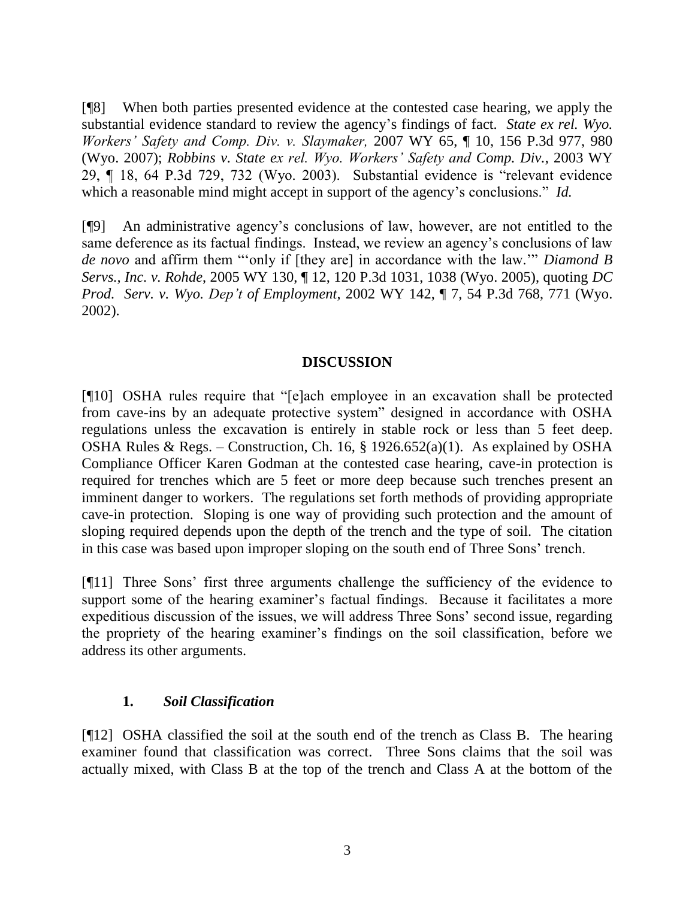[¶8] When both parties presented evidence at the contested case hearing, we apply the substantial evidence standard to review the agency's findings of fact. *State ex rel. Wyo. Workers' Safety and Comp. Div. v. Slaymaker,* 2007 WY 65, ¶ 10, 156 P.3d 977, 980 (Wyo. 2007); *Robbins v. State ex rel. Wyo. Workers' Safety and Comp. Div.*, 2003 WY 29, ¶ 18, 64 P.3d 729, 732 (Wyo. 2003). Substantial evidence is "relevant evidence which a reasonable mind might accept in support of the agency's conclusions." *Id.*

[¶9] An administrative agency's conclusions of law, however, are not entitled to the same deference as its factual findings. Instead, we review an agency's conclusions of law *de novo* and affirm them "'only if [they are] in accordance with the law.'" *Diamond B Servs., Inc. v. Rohde*, 2005 WY 130, ¶ 12, 120 P.3d 1031, 1038 (Wyo. 2005), quoting *DC Prod. Serv. v. Wyo. Dep't of Employment*, 2002 WY 142, ¶ 7, 54 P.3d 768, 771 (Wyo. 2002).

## DISCUSSION

[¶10] OSHA rules require that "[e]ach employee in an excavation shall be protected from cave-ins by an adequate protective system" designed in accordance with OSHA regulations unless the excavation is entirely in stable rock or less than 5 feet deep. OSHA Rules & Regs. – Construction, Ch. 16, § 1926.652(a)(1). As explained by OSHA Compliance Officer Karen Godman at the contested case hearing, cave-in protection is required for trenches which are 5 feet or more deep because such trenches present an imminent danger to workers. The regulations set forth methods of providing appropriate cave-in protection. Sloping is one way of providing such protection and the amount of sloping required depends upon the depth of the trench and the type of soil. The citation in this case was based upon improper sloping on the south end of Three Sons' trench.

[¶11] Three Sons' first three arguments challenge the sufficiency of the evidence to support some of the hearing examiner's factual findings. Because it facilitates a more expeditious discussion of the issues, we will address Three Sons' second issue, regarding the propriety of the hearing examiner's findings on the soil classification, before we address its other arguments.

### 1. *Soil Classification*

[¶12] OSHA classified the soil at the south end of the trench as Class B. The hearing examiner found that classification was correct. Three Sons claims that the soil was actually mixed, with Class B at the top of the trench and Class A at the bottom of the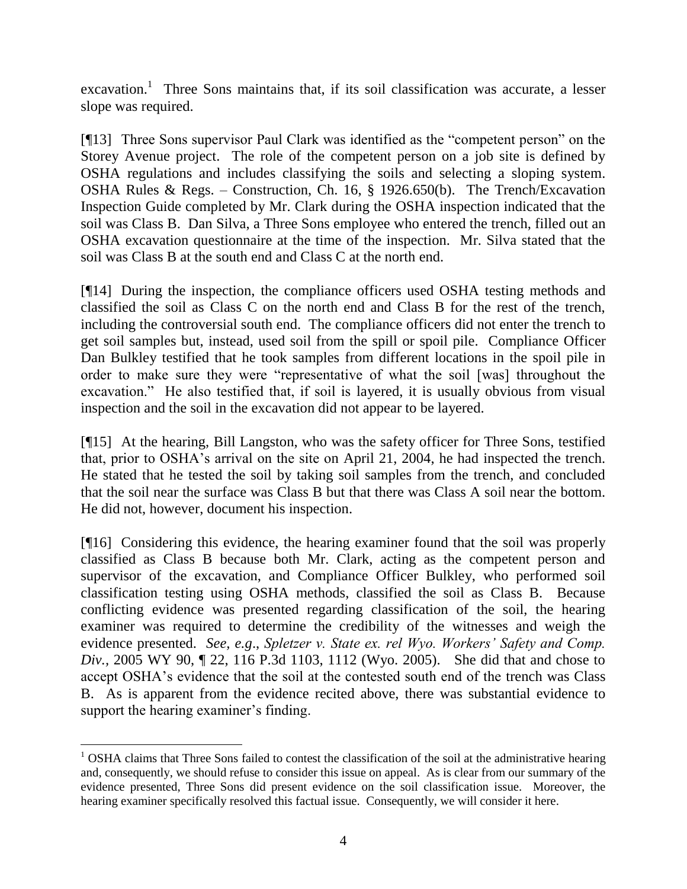excavation.[1] Three Sons maintains that, if its soil classification was accurate, a lesser slope was required.

[¶13] Three Sons supervisor Paul Clark was identified as the "competent person" on the Storey Avenue project. The role of the competent person on a job site is defined by OSHA regulations and includes classifying the soils and selecting a sloping system. OSHA Rules & Regs. – Construction, Ch. 16, § 1926.650(b). The Trench/Excavation Inspection Guide completed by Mr. Clark during the OSHA inspection indicated that the soil was Class B. Dan Silva, a Three Sons employee who entered the trench, filled out an OSHA excavation questionnaire at the time of the inspection. Mr. Silva stated that the soil was Class B at the south end and Class C at the north end.

[¶14] During the inspection, the compliance officers used OSHA testing methods and classified the soil as Class C on the north end and Class B for the rest of the trench, including the controversial south end. The compliance officers did not enter the trench to get soil samples but, instead, used soil from the spill or spoil pile. Compliance Officer Dan Bulkley testified that he took samples from different locations in the spoil pile in order to make sure they were "representative of what the soil [was] throughout the excavation." He also testified that, if soil is layered, it is usually obvious from visual inspection and the soil in the excavation did not appear to be layered.

[¶15] At the hearing, Bill Langston, who was the safety officer for Three Sons, testified that, prior to OSHA's arrival on the site on April 21, 2004, he had inspected the trench. He stated that he tested the soil by taking soil samples from the trench, and concluded that the soil near the surface was Class B but that there was Class A soil near the bottom. He did not, however, document his inspection.

[¶16] Considering this evidence, the hearing examiner found that the soil was properly classified as Class B because both Mr. Clark, acting as the competent person and supervisor of the excavation, and Compliance Officer Bulkley, who performed soil classification testing using OSHA methods, classified the soil as Class B. Because conflicting evidence was presented regarding classification of the soil, the hearing examiner was required to determine the credibility of the witnesses and weigh the evidence presented. *See, e.g., Spletzer v. State ex. rel Wyo. Workers' Safety and Comp. Div.*, 2005 WY 90, ¶ 22, 116 P.3d 1103, 1112 (Wyo. 2005). She did that and chose to accept OSHA's evidence that the soil at the contested south end of the trench was Class B. As is apparent from the evidence recited above, there was substantial evidence to support the hearing examiner's finding.

---

[1] OSHA claims that Three Sons failed to contest the classification of the soil at the administrative hearing and, consequently, we should refuse to consider this issue on appeal. As is clear from our summary of the evidence presented, Three Sons did present evidence on the soil classification issue. Moreover, the hearing examiner specifically resolved this factual issue. Consequently, we will consider it here.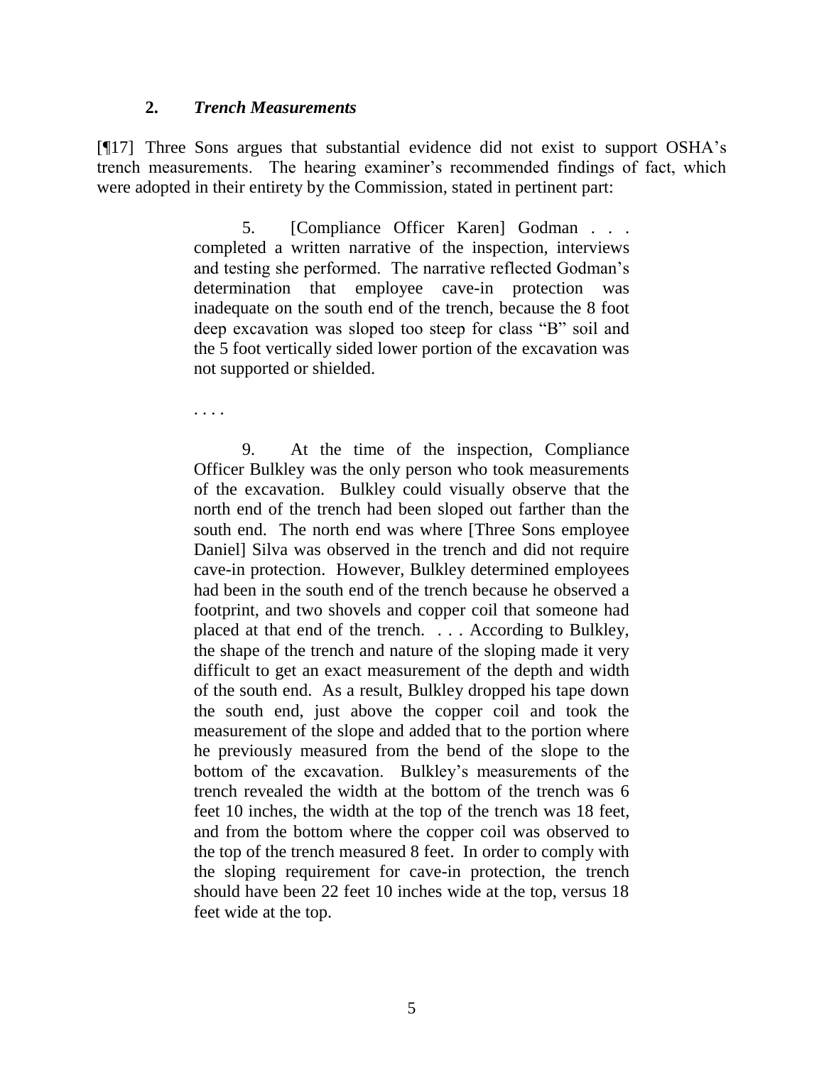### 2. *Trench Measurements*

[¶17] Three Sons argues that substantial evidence did not exist to support OSHA's trench measurements. The hearing examiner's recommended findings of fact, which were adopted in their entirety by the Commission, stated in pertinent part:

> 5. [Compliance Officer Karen] Godman . . . completed a written narrative of the inspection, interviews and testing she performed. The narrative reflected Godman's determination that employee cave-in protection was inadequate on the south end of the trench, because the 8 foot deep excavation was sloped too steep for class "B" soil and the 5 foot vertically sided lower portion of the excavation was not supported or shielded.
>
> . . . .
>
> 9. At the time of the inspection, Compliance Officer Bulkley was the only person who took measurements of the excavation. Bulkley could visually observe that the north end of the trench had been sloped out farther than the south end. The north end was where [Three Sons employee Daniel] Silva was observed in the trench and did not require cave-in protection. However, Bulkley determined employees had been in the south end of the trench because he observed a footprint, and two shovels and copper coil that someone had placed at that end of the trench. . . . According to Bulkley, the shape of the trench and nature of the sloping made it very difficult to get an exact measurement of the depth and width of the south end. As a result, Bulkley dropped his tape down the south end, just above the copper coil and took the measurement of the slope and added that to the portion where he previously measured from the bend of the slope to the bottom of the excavation. Bulkley's measurements of the trench revealed the width at the bottom of the trench was 6 feet 10 inches, the width at the top of the trench was 18 feet, and from the bottom where the copper coil was observed to the top of the trench measured 8 feet. In order to comply with the sloping requirement for cave-in protection, the trench should have been 22 feet 10 inches wide at the top, versus 18 feet wide at the top.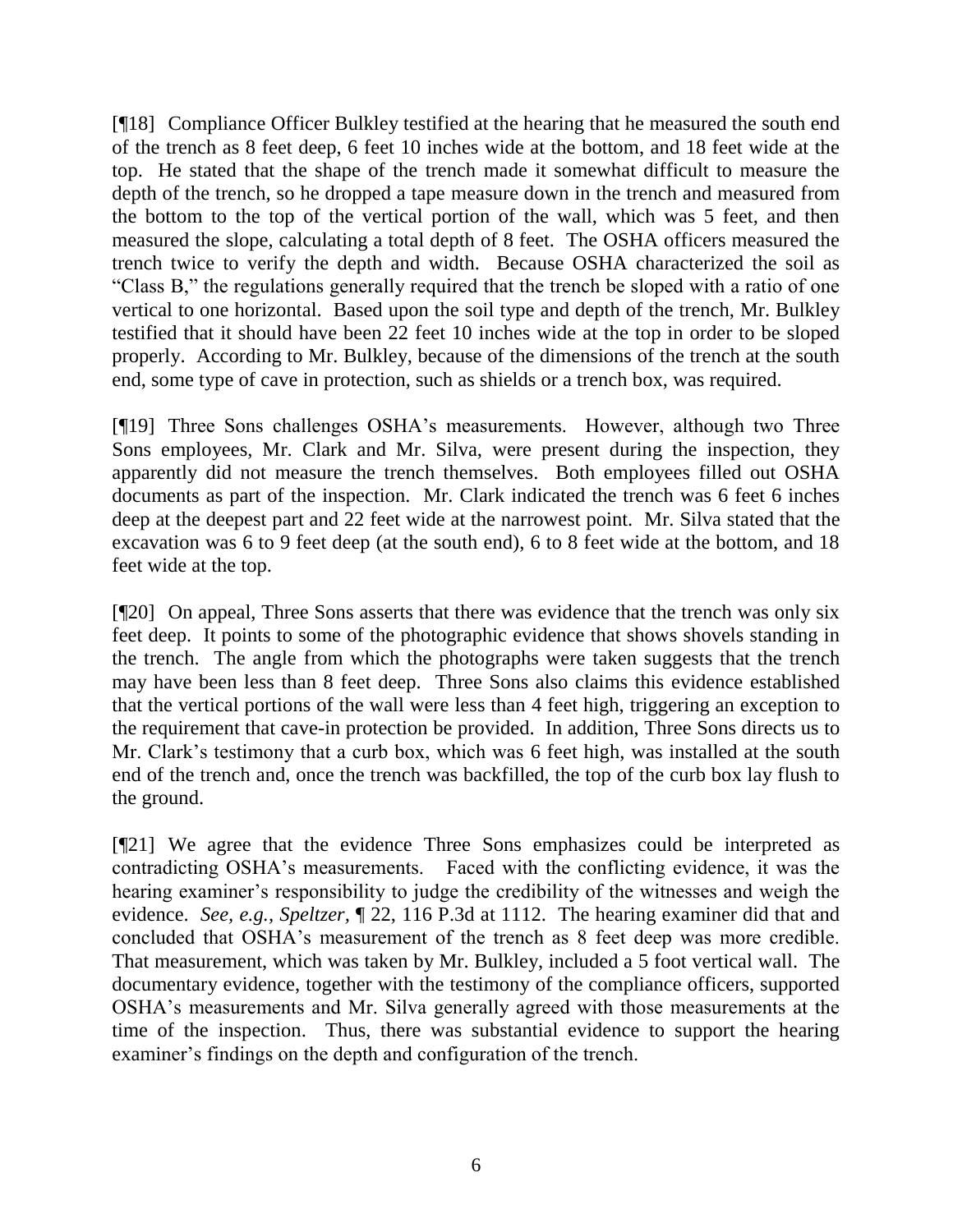[¶18] Compliance Officer Bulkley testified at the hearing that he measured the south end of the trench as 8 feet deep, 6 feet 10 inches wide at the bottom, and 18 feet wide at the top. He stated that the shape of the trench made it somewhat difficult to measure the depth of the trench, so he dropped a tape measure down in the trench and measured from the bottom to the top of the vertical portion of the wall, which was 5 feet, and then measured the slope, calculating a total depth of 8 feet. The OSHA officers measured the trench twice to verify the depth and width. Because OSHA characterized the soil as "Class B," the regulations generally required that the trench be sloped with a ratio of one vertical to one horizontal. Based upon the soil type and depth of the trench, Mr. Bulkley testified that it should have been 22 feet 10 inches wide at the top in order to be sloped properly. According to Mr. Bulkley, because of the dimensions of the trench at the south end, some type of cave in protection, such as shields or a trench box, was required.

[¶19] Three Sons challenges OSHA's measurements. However, although two Three Sons employees, Mr. Clark and Mr. Silva, were present during the inspection, they apparently did not measure the trench themselves. Both employees filled out OSHA documents as part of the inspection. Mr. Clark indicated the trench was 6 feet 6 inches deep at the deepest part and 22 feet wide at the narrowest point. Mr. Silva stated that the excavation was 6 to 9 feet deep (at the south end), 6 to 8 feet wide at the bottom, and 18 feet wide at the top.

[¶20] On appeal, Three Sons asserts that there was evidence that the trench was only six feet deep. It points to some of the photographic evidence that shows shovels standing in the trench. The angle from which the photographs were taken suggests that the trench may have been less than 8 feet deep. Three Sons also claims this evidence established that the vertical portions of the wall were less than 4 feet high, triggering an exception to the requirement that cave-in protection be provided. In addition, Three Sons directs us to Mr. Clark's testimony that a curb box, which was 6 feet high, was installed at the south end of the trench and, once the trench was backfilled, the top of the curb box lay flush to the ground.

[¶21] We agree that the evidence Three Sons emphasizes could be interpreted as contradicting OSHA's measurements. Faced with the conflicting evidence, it was the hearing examiner's responsibility to judge the credibility of the witnesses and weigh the evidence. *See, e.g., Speltzer,* ¶ 22, 116 P.3d at 1112. The hearing examiner did that and concluded that OSHA's measurement of the trench as 8 feet deep was more credible. That measurement, which was taken by Mr. Bulkley, included a 5 foot vertical wall. The documentary evidence, together with the testimony of the compliance officers, supported OSHA's measurements and Mr. Silva generally agreed with those measurements at the time of the inspection. Thus, there was substantial evidence to support the hearing examiner's findings on the depth and configuration of the trench.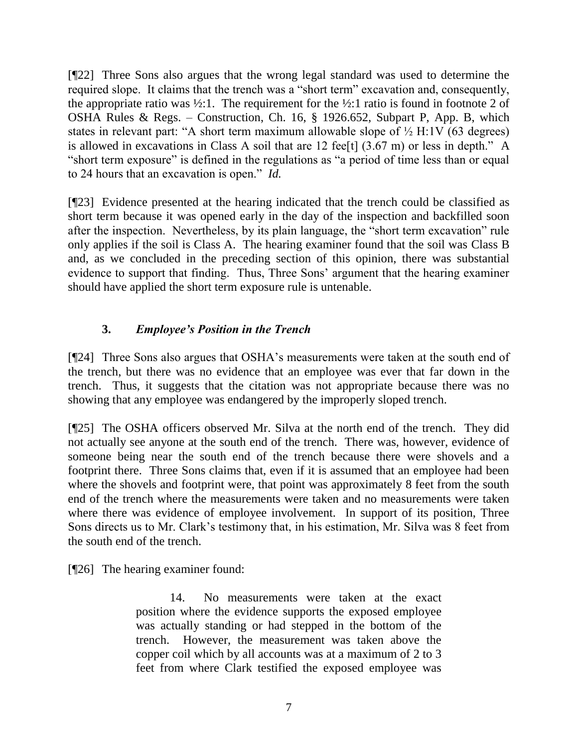[¶22] Three Sons also argues that the wrong legal standard was used to determine the required slope. It claims that the trench was a "short term" excavation and, consequently, the appropriate ratio was ½:1. The requirement for the ½:1 ratio is found in footnote 2 of OSHA Rules & Regs. – Construction, Ch. 16, § 1926.652, Subpart P, App. B, which states in relevant part: "A short term maximum allowable slope of ½ H:1V (63 degrees) is allowed in excavations in Class A soil that are 12 fee[t] (3.67 m) or less in depth." A "short term exposure" is defined in the regulations as "a period of time less than or equal to 24 hours that an excavation is open." *Id.*

[¶23] Evidence presented at the hearing indicated that the trench could be classified as short term because it was opened early in the day of the inspection and backfilled soon after the inspection. Nevertheless, by its plain language, the "short term excavation" rule only applies if the soil is Class A. The hearing examiner found that the soil was Class B and, as we concluded in the preceding section of this opinion, there was substantial evidence to support that finding. Thus, Three Sons' argument that the hearing examiner should have applied the short term exposure rule is untenable.

### 3. *Employee's Position in the Trench*

[¶24] Three Sons also argues that OSHA's measurements were taken at the south end of the trench, but there was no evidence that an employee was ever that far down in the trench. Thus, it suggests that the citation was not appropriate because there was no showing that any employee was endangered by the improperly sloped trench.

[¶25] The OSHA officers observed Mr. Silva at the north end of the trench. They did not actually see anyone at the south end of the trench. There was, however, evidence of someone being near the south end of the trench because there were shovels and a footprint there. Three Sons claims that, even if it is assumed that an employee had been where the shovels and footprint were, that point was approximately 8 feet from the south end of the trench where the measurements were taken and no measurements were taken where there was evidence of employee involvement. In support of its position, Three Sons directs us to Mr. Clark's testimony that, in his estimation, Mr. Silva was 8 feet from the south end of the trench.

[¶26] The hearing examiner found:

> 14. No measurements were taken at the exact position where the evidence supports the exposed employee was actually standing or had stepped in the bottom of the trench. However, the measurement was taken above the copper coil which by all accounts was at a maximum of 2 to 3 feet from where Clark testified the exposed employee was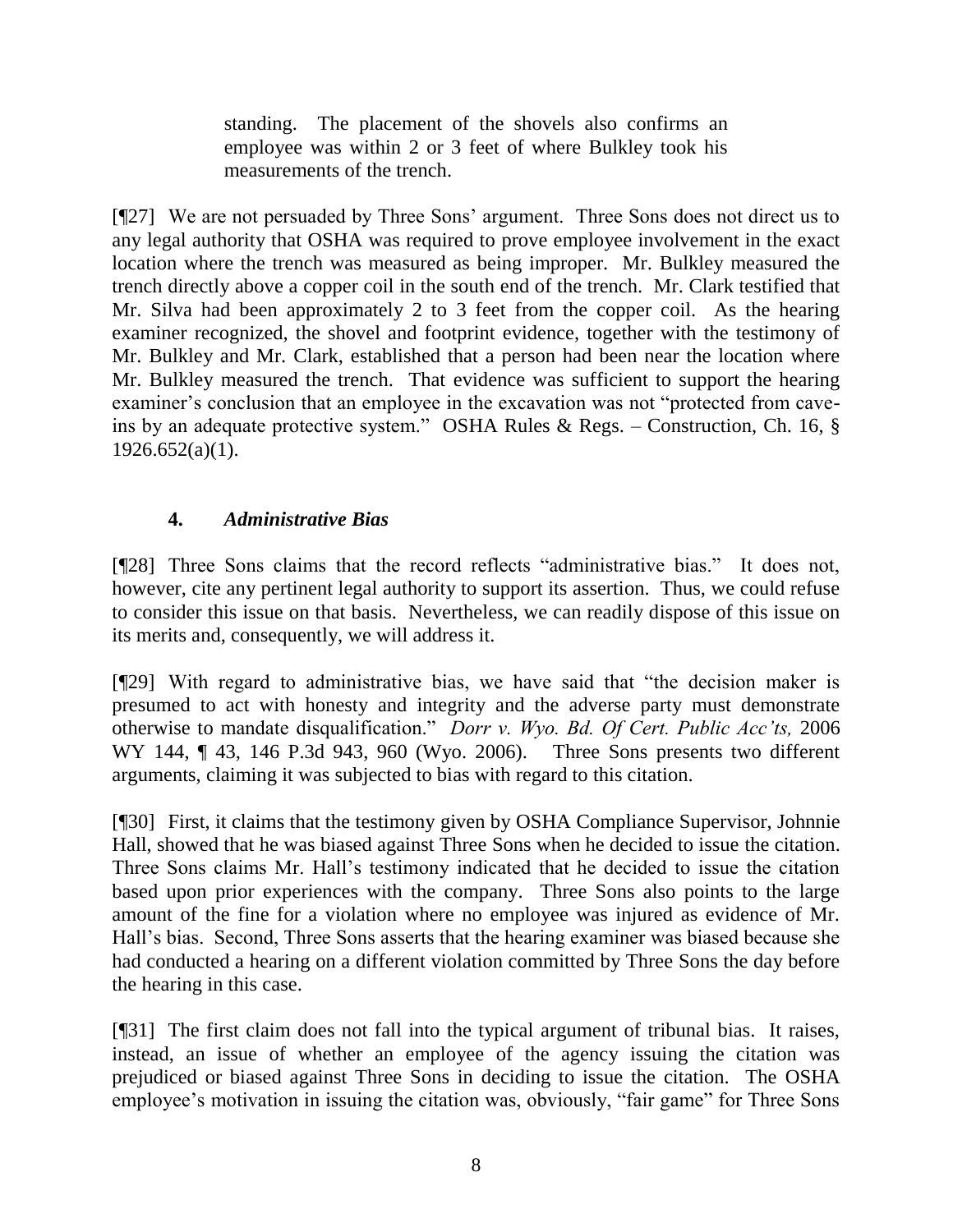> standing. The placement of the shovels also confirms an employee was within 2 or 3 feet of where Bulkley took his measurements of the trench.

[¶27] We are not persuaded by Three Sons' argument. Three Sons does not direct us to any legal authority that OSHA was required to prove employee involvement in the exact location where the trench was measured as being improper. Mr. Bulkley measured the trench directly above a copper coil in the south end of the trench. Mr. Clark testified that Mr. Silva had been approximately 2 to 3 feet from the copper coil. As the hearing examiner recognized, the shovel and footprint evidence, together with the testimony of Mr. Bulkley and Mr. Clark, established that a person had been near the location where Mr. Bulkley measured the trench. That evidence was sufficient to support the hearing examiner's conclusion that an employee in the excavation was not "protected from cave-ins by an adequate protective system." OSHA Rules & Regs. – Construction, Ch. 16, § 1926.652(a)(1).

### 4. *Administrative Bias*

[¶28] Three Sons claims that the record reflects "administrative bias." It does not, however, cite any pertinent legal authority to support its assertion. Thus, we could refuse to consider this issue on that basis. Nevertheless, we can readily dispose of this issue on its merits and, consequently, we will address it.

[¶29] With regard to administrative bias, we have said that "the decision maker is presumed to act with honesty and integrity and the adverse party must demonstrate otherwise to mandate disqualification." *Dorr v. Wyo. Bd. Of Cert. Public Acc'ts,* 2006 WY 144, ¶ 43, 146 P.3d 943, 960 (Wyo. 2006). Three Sons presents two different arguments, claiming it was subjected to bias with regard to this citation.

[¶30] First, it claims that the testimony given by OSHA Compliance Supervisor, Johnnie Hall, showed that he was biased against Three Sons when he decided to issue the citation. Three Sons claims Mr. Hall's testimony indicated that he decided to issue the citation based upon prior experiences with the company. Three Sons also points to the large amount of the fine for a violation where no employee was injured as evidence of Mr. Hall's bias. Second, Three Sons asserts that the hearing examiner was biased because she had conducted a hearing on a different violation committed by Three Sons the day before the hearing in this case.

[¶31] The first claim does not fall into the typical argument of tribunal bias. It raises, instead, an issue of whether an employee of the agency issuing the citation was prejudiced or biased against Three Sons in deciding to issue the citation. The OSHA employee's motivation in issuing the citation was, obviously, "fair game" for Three Sons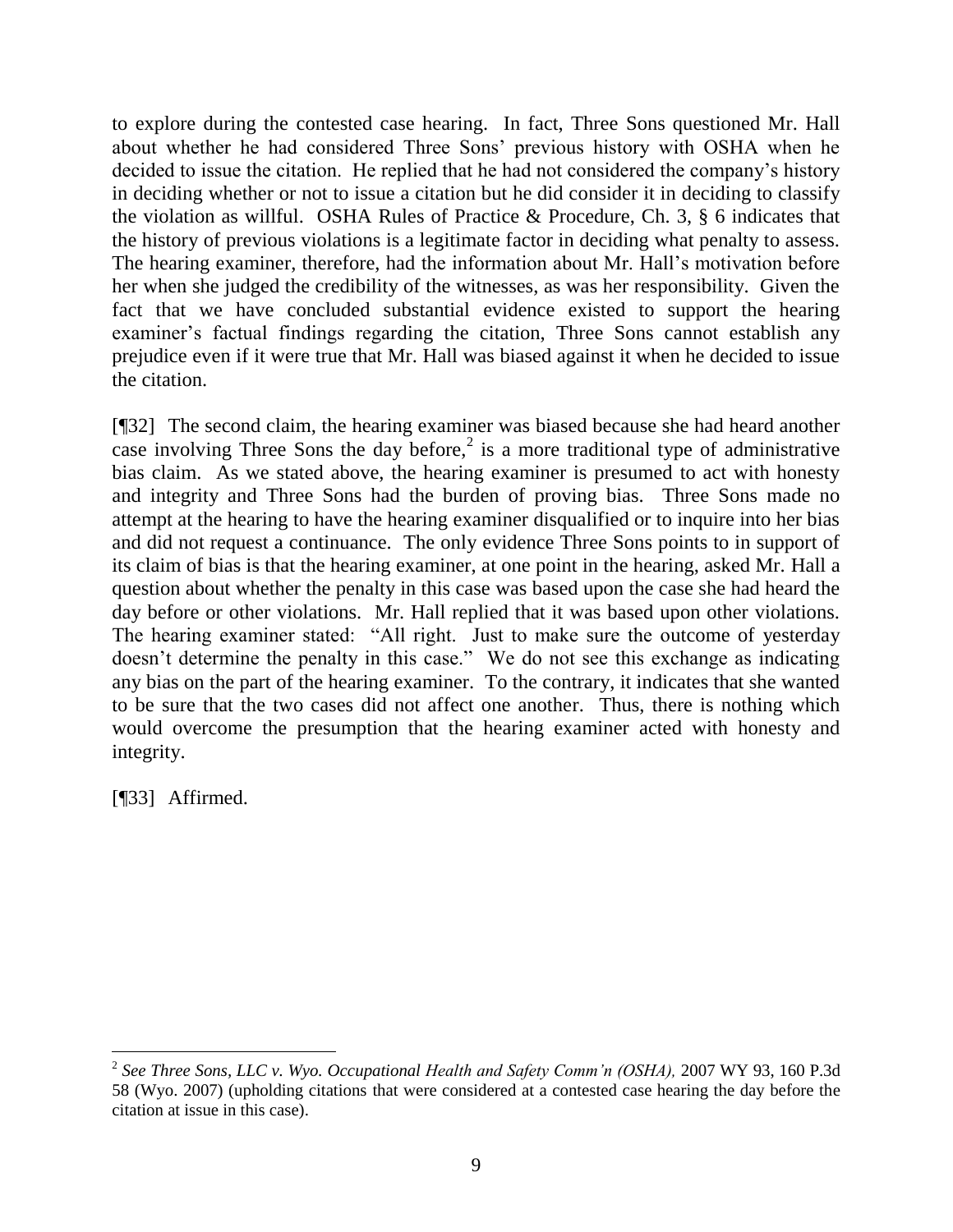to explore during the contested case hearing. In fact, Three Sons questioned Mr. Hall about whether he had considered Three Sons' previous history with OSHA when he decided to issue the citation. He replied that he had not considered the company's history in deciding whether or not to issue a citation but he did consider it in deciding to classify the violation as willful. OSHA Rules of Practice & Procedure, Ch. 3, § 6 indicates that the history of previous violations is a legitimate factor in deciding what penalty to assess. The hearing examiner, therefore, had the information about Mr. Hall's motivation before her when she judged the credibility of the witnesses, as was her responsibility. Given the fact that we have concluded substantial evidence existed to support the hearing examiner's factual findings regarding the citation, Three Sons cannot establish any prejudice even if it were true that Mr. Hall was biased against it when he decided to issue the citation.

[¶32] The second claim, the hearing examiner was biased because she had heard another case involving Three Sons the day before,[2] is a more traditional type of administrative bias claim. As we stated above, the hearing examiner is presumed to act with honesty and integrity and Three Sons had the burden of proving bias. Three Sons made no attempt at the hearing to have the hearing examiner disqualified or to inquire into her bias and did not request a continuance. The only evidence Three Sons points to in support of its claim of bias is that the hearing examiner, at one point in the hearing, asked Mr. Hall a question about whether the penalty in this case was based upon the case she had heard the day before or other violations. Mr. Hall replied that it was based upon other violations. The hearing examiner stated: "All right. Just to make sure the outcome of yesterday doesn't determine the penalty in this case." We do not see this exchange as indicating any bias on the part of the hearing examiner. To the contrary, it indicates that she wanted to be sure that the two cases did not affect one another. Thus, there is nothing which would overcome the presumption that the hearing examiner acted with honesty and integrity.

[¶33] Affirmed.

---

[2] *See Three Sons, LLC v. Wyo. Occupational Health and Safety Comm'n (OSHA),* 2007 WY 93, 160 P.3d 58 (Wyo. 2007) (upholding citations that were considered at a contested case hearing the day before the citation at issue in this case).